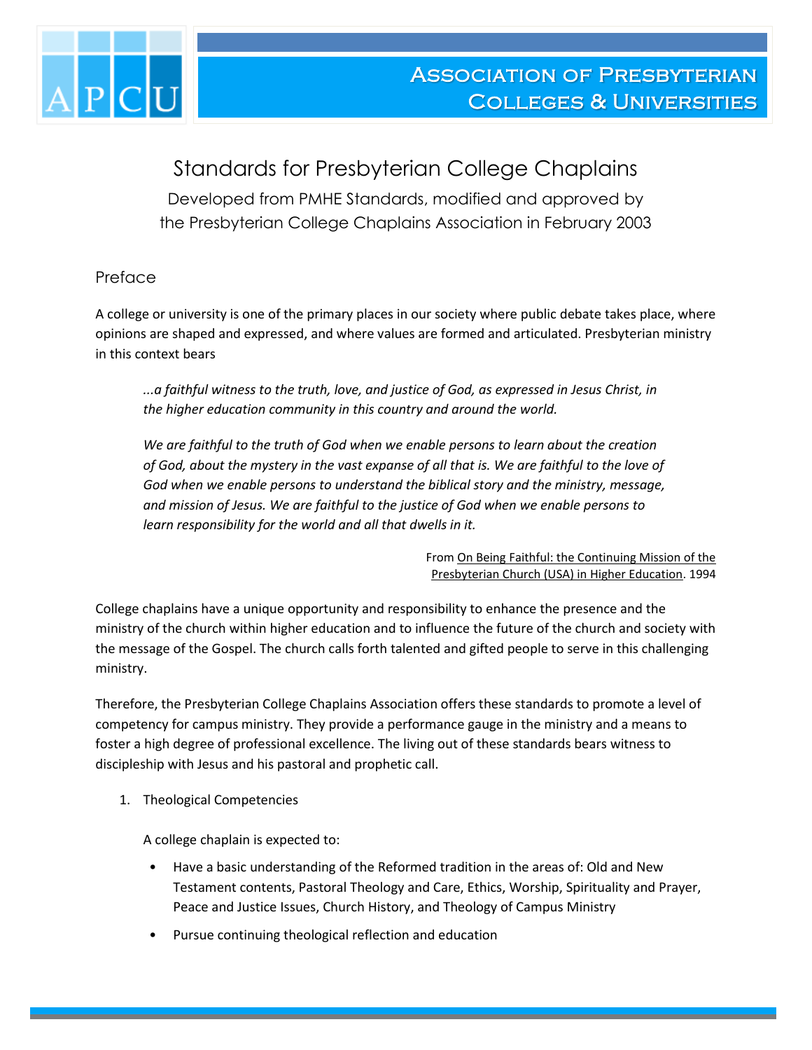# Association of Presbyterian Colleges & Universities

## Standards for Presbyterian College Chaplains

Developed from PMHE Standards, modified and approved by the Presbyterian College Chaplains Association in February 2003

### Preface

A college or university is one of the primary places in our society where public debate takes place, where opinions are shaped and expressed, and where values are formed and articulated. Presbyterian ministry in this context bears

> *...a faithful witness to the truth, love, and justice of God, as expressed in Jesus Christ, in the higher education community in this country and around the world.*
>
> *We are faithful to the truth of God when we enable persons to learn about the creation of God, about the mystery in the vast expanse of all that is. We are faithful to the love of God when we enable persons to understand the biblical story and the ministry, message, and mission of Jesus. We are faithful to the justice of God when we enable persons to learn responsibility for the world and all that dwells in it.*
>
> From On Being Faithful: the Continuing Mission of the Presbyterian Church (USA) in Higher Education. 1994

College chaplains have a unique opportunity and responsibility to enhance the presence and the ministry of the church within higher education and to influence the future of the church and society with the message of the Gospel. The church calls forth talented and gifted people to serve in this challenging ministry.

Therefore, the Presbyterian College Chaplains Association offers these standards to promote a level of competency for campus ministry. They provide a performance gauge in the ministry and a means to foster a high degree of professional excellence. The living out of these standards bears witness to discipleship with Jesus and his pastoral and prophetic call.

1. Theological Competencies

   A college chaplain is expected to:

   - Have a basic understanding of the Reformed tradition in the areas of: Old and New Testament contents, Pastoral Theology and Care, Ethics, Worship, Spirituality and Prayer, Peace and Justice Issues, Church History, and Theology of Campus Ministry
   - Pursue continuing theological reflection and education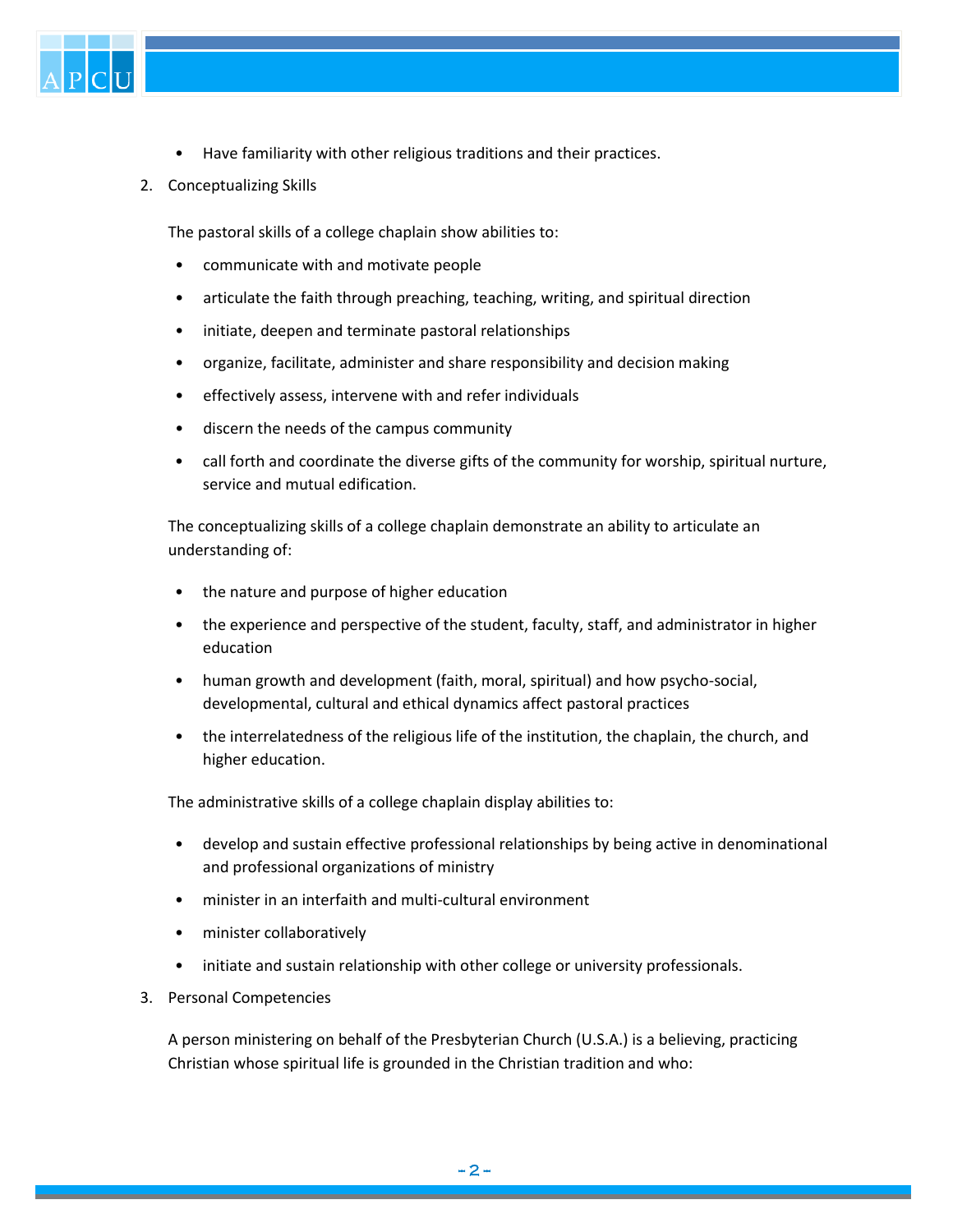- Have familiarity with other religious traditions and their practices.

2. Conceptualizing Skills

   The pastoral skills of a college chaplain show abilities to:

   - communicate with and motivate people
   - articulate the faith through preaching, teaching, writing, and spiritual direction
   - initiate, deepen and terminate pastoral relationships
   - organize, facilitate, administer and share responsibility and decision making
   - effectively assess, intervene with and refer individuals
   - discern the needs of the campus community
   - call forth and coordinate the diverse gifts of the community for worship, spiritual nurture, service and mutual edification.

   The conceptualizing skills of a college chaplain demonstrate an ability to articulate an understanding of:

   - the nature and purpose of higher education
   - the experience and perspective of the student, faculty, staff, and administrator in higher education
   - human growth and development (faith, moral, spiritual) and how psycho-social, developmental, cultural and ethical dynamics affect pastoral practices
   - the interrelatedness of the religious life of the institution, the chaplain, the church, and higher education.

   The administrative skills of a college chaplain display abilities to:

   - develop and sustain effective professional relationships by being active in denominational and professional organizations of ministry
   - minister in an interfaith and multi-cultural environment
   - minister collaboratively
   - initiate and sustain relationship with other college or university professionals.

3. Personal Competencies

   A person ministering on behalf of the Presbyterian Church (U.S.A.) is a believing, practicing Christian whose spiritual life is grounded in the Christian tradition and who: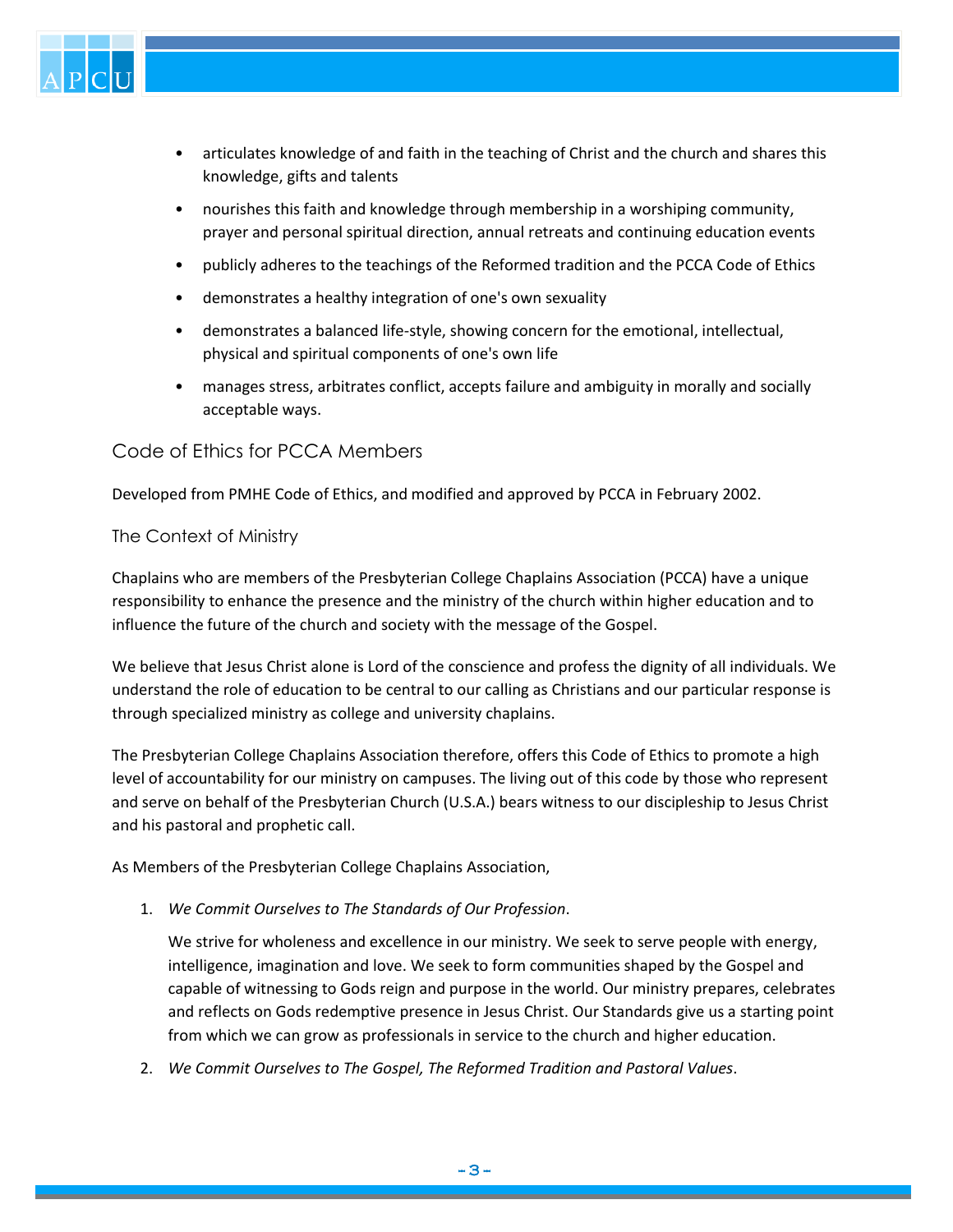- articulates knowledge of and faith in the teaching of Christ and the church and shares this knowledge, gifts and talents
- nourishes this faith and knowledge through membership in a worshiping community, prayer and personal spiritual direction, annual retreats and continuing education events
- publicly adheres to the teachings of the Reformed tradition and the PCCA Code of Ethics
- demonstrates a healthy integration of one's own sexuality
- demonstrates a balanced life-style, showing concern for the emotional, intellectual, physical and spiritual components of one's own life
- manages stress, arbitrates conflict, accepts failure and ambiguity in morally and socially acceptable ways.

## Code of Ethics for PCCA Members

Developed from PMHE Code of Ethics, and modified and approved by PCCA in February 2002.

### The Context of Ministry

Chaplains who are members of the Presbyterian College Chaplains Association (PCCA) have a unique responsibility to enhance the presence and the ministry of the church within higher education and to influence the future of the church and society with the message of the Gospel.

We believe that Jesus Christ alone is Lord of the conscience and profess the dignity of all individuals. We understand the role of education to be central to our calling as Christians and our particular response is through specialized ministry as college and university chaplains.

The Presbyterian College Chaplains Association therefore, offers this Code of Ethics to promote a high level of accountability for our ministry on campuses. The living out of this code by those who represent and serve on behalf of the Presbyterian Church (U.S.A.) bears witness to our discipleship to Jesus Christ and his pastoral and prophetic call.

As Members of the Presbyterian College Chaplains Association,

1. *We Commit Ourselves to The Standards of Our Profession*.

   We strive for wholeness and excellence in our ministry. We seek to serve people with energy, intelligence, imagination and love. We seek to form communities shaped by the Gospel and capable of witnessing to Gods reign and purpose in the world. Our ministry prepares, celebrates and reflects on Gods redemptive presence in Jesus Christ. Our Standards give us a starting point from which we can grow as professionals in service to the church and higher education.

2. *We Commit Ourselves to The Gospel, The Reformed Tradition and Pastoral Values*.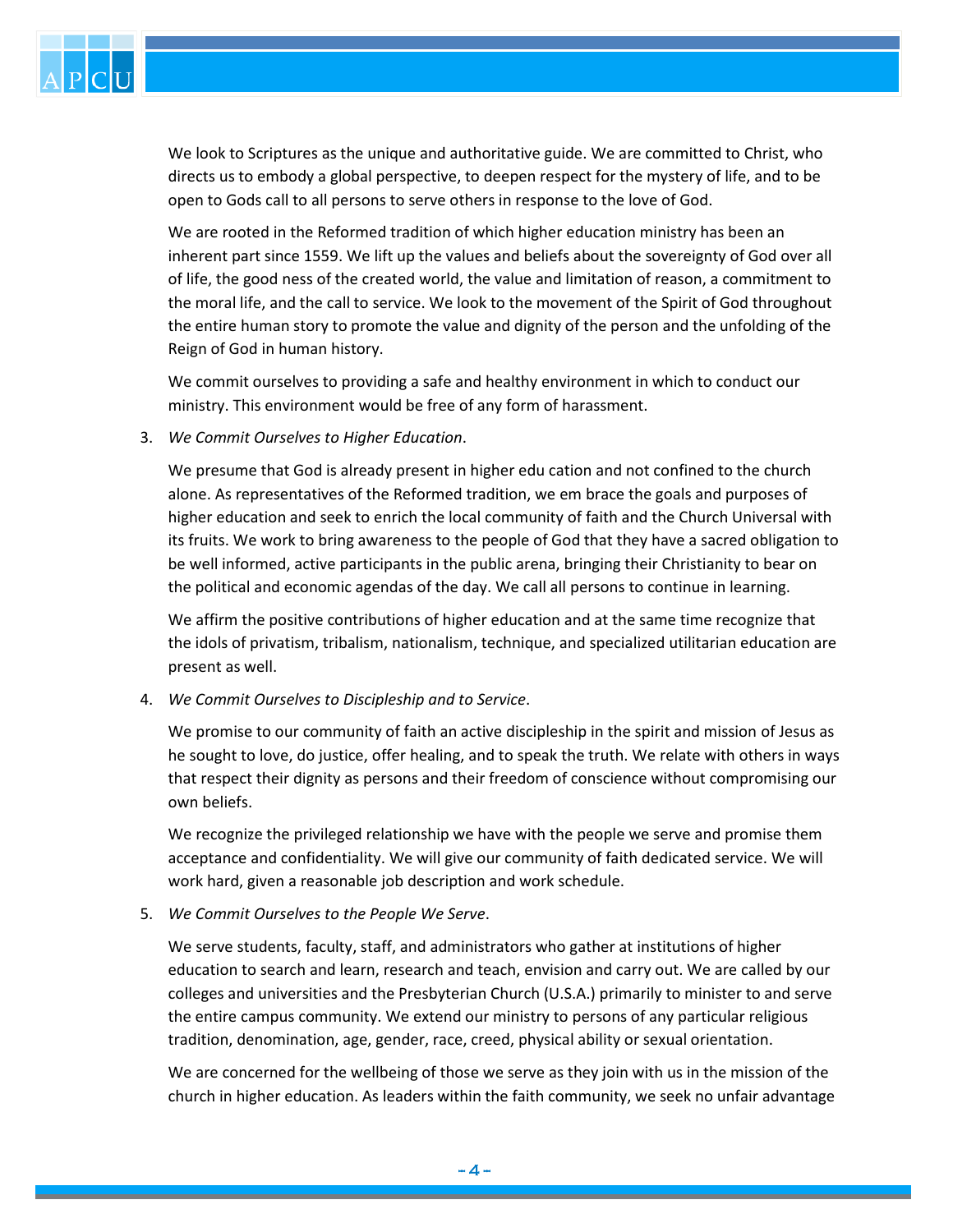We look to Scriptures as the unique and authoritative guide. We are committed to Christ, who directs us to embody a global perspective, to deepen respect for the mystery of life, and to be open to Gods call to all persons to serve others in response to the love of God.

We are rooted in the Reformed tradition of which higher education ministry has been an inherent part since 1559. We lift up the values and beliefs about the sovereignty of God over all of life, the good ness of the created world, the value and limitation of reason, a commitment to the moral life, and the call to service. We look to the movement of the Spirit of God throughout the entire human story to promote the value and dignity of the person and the unfolding of the Reign of God in human history.

We commit ourselves to providing a safe and healthy environment in which to conduct our ministry. This environment would be free of any form of harassment.

3. *We Commit Ourselves to Higher Education*.

   We presume that God is already present in higher edu cation and not confined to the church alone. As representatives of the Reformed tradition, we em brace the goals and purposes of higher education and seek to enrich the local community of faith and the Church Universal with its fruits. We work to bring awareness to the people of God that they have a sacred obligation to be well informed, active participants in the public arena, bringing their Christianity to bear on the political and economic agendas of the day. We call all persons to continue in learning.

   We affirm the positive contributions of higher education and at the same time recognize that the idols of privatism, tribalism, nationalism, technique, and specialized utilitarian education are present as well.

4. *We Commit Ourselves to Discipleship and to Service*.

   We promise to our community of faith an active discipleship in the spirit and mission of Jesus as he sought to love, do justice, offer healing, and to speak the truth. We relate with others in ways that respect their dignity as persons and their freedom of conscience without compromising our own beliefs.

   We recognize the privileged relationship we have with the people we serve and promise them acceptance and confidentiality. We will give our community of faith dedicated service. We will work hard, given a reasonable job description and work schedule.

5. *We Commit Ourselves to the People We Serve*.

   We serve students, faculty, staff, and administrators who gather at institutions of higher education to search and learn, research and teach, envision and carry out. We are called by our colleges and universities and the Presbyterian Church (U.S.A.) primarily to minister to and serve the entire campus community. We extend our ministry to persons of any particular religious tradition, denomination, age, gender, race, creed, physical ability or sexual orientation.

   We are concerned for the wellbeing of those we serve as they join with us in the mission of the church in higher education. As leaders within the faith community, we seek no unfair advantage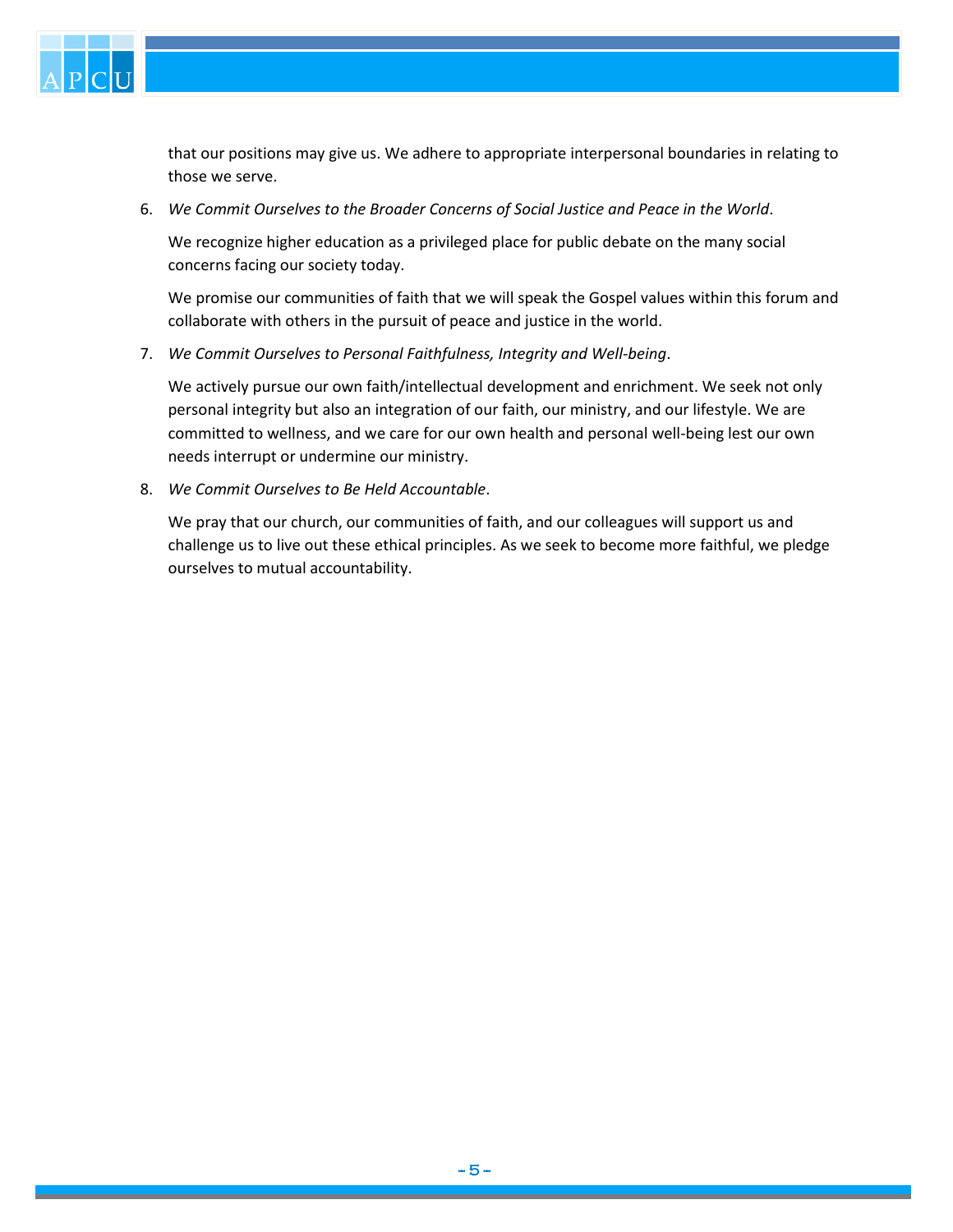that our positions may give us. We adhere to appropriate interpersonal boundaries in relating to those we serve.

6. *We Commit Ourselves to the Broader Concerns of Social Justice and Peace in the World*.

   We recognize higher education as a privileged place for public debate on the many social concerns facing our society today.

   We promise our communities of faith that we will speak the Gospel values within this forum and collaborate with others in the pursuit of peace and justice in the world.

7. *We Commit Ourselves to Personal Faithfulness, Integrity and Well-being*.

   We actively pursue our own faith/intellectual development and enrichment. We seek not only personal integrity but also an integration of our faith, our ministry, and our lifestyle. We are committed to wellness, and we care for our own health and personal well-being lest our own needs interrupt or undermine our ministry.

8. *We Commit Ourselves to Be Held Accountable*.

   We pray that our church, our communities of faith, and our colleagues will support us and challenge us to live out these ethical principles. As we seek to become more faithful, we pledge ourselves to mutual accountability.